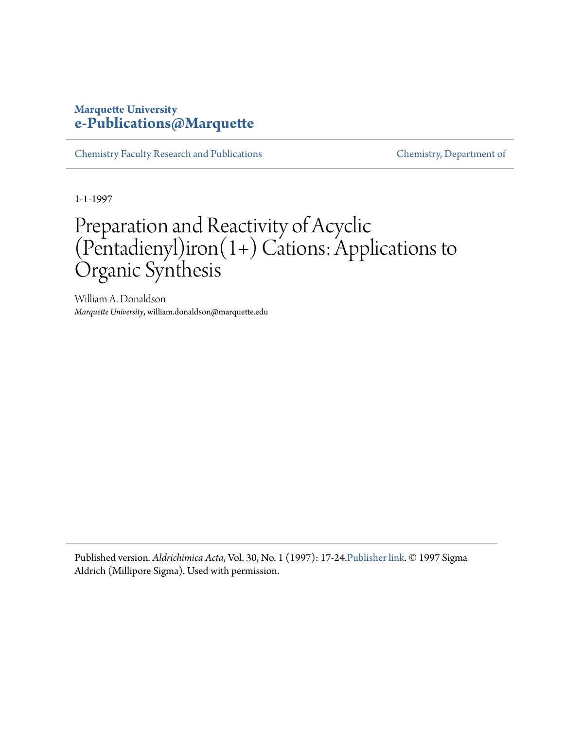Marquette University
**e-Publications@Marquette**

Chemistry Faculty Research and Publications

Chemistry, Department of

1-1-1997

# Preparation and Reactivity of Acyclic (Pentadienyl)iron(1+) Cations: Applications to Organic Synthesis

William A. Donaldson
*Marquette University*, william.donaldson@marquette.edu

Published version. *Aldrichimica Acta*, Vol. 30, No. 1 (1997): 17-24.Publisher link. © 1997 Sigma Aldrich (Millipore Sigma). Used with permission.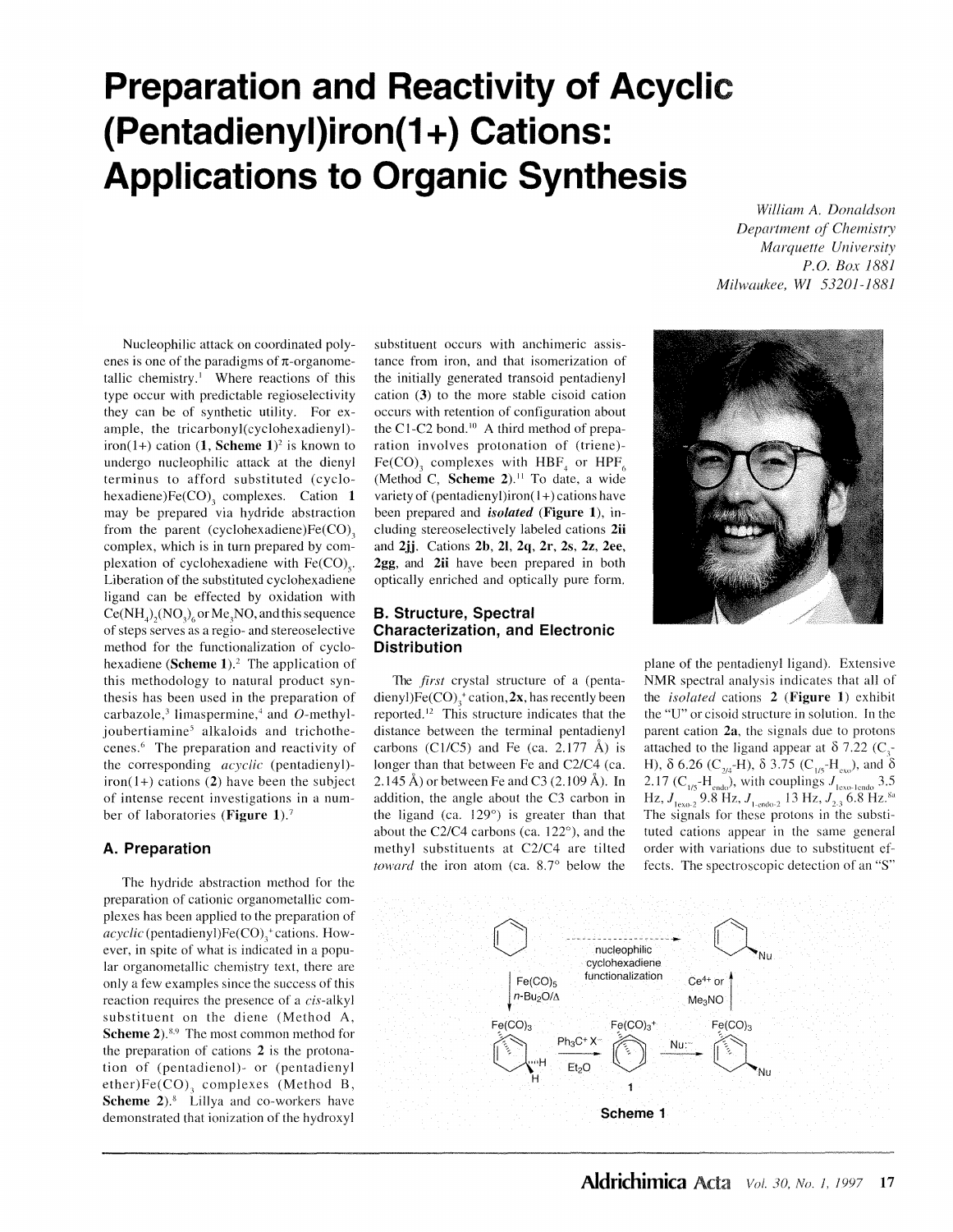# Preparation and Reactivity of Acyclic (Pentadienyl)iron(1+) Cations: Applications to Organic Synthesis

*William A. Donaldson*
*Department of Chemistry*
*Marquette University*
*P.O. Box 1881*
*Milwaukee, WI 53201-1881*

Nucleophilic attack on coordinated polyenes is one of the paradigms of π-organometallic chemistry.[1] Where reactions of this type occur with predictable regioselectivity they can be of synthetic utility. For example, the tricarbonyl(cyclohexadienyl)iron(1+) cation (**1**, **Scheme 1**)[2] is known to undergo nucleophilic attack at the dienyl terminus to afford substituted (cyclohexadiene)Fe(CO)$_3$ complexes. Cation **1** may be prepared via hydride abstraction from the parent (cyclohexadiene)Fe(CO)$_3$ complex, which is in turn prepared by complexation of cyclohexadiene with Fe(CO)$_5$. Liberation of the substituted cyclohexadiene ligand can be effected by oxidation with Ce(NH$_4$)$_2$(NO$_3$)$_6$ or Me$_3$NO, and this sequence of steps serves as a regio- and stereoselective method for the functionalization of cyclohexadiene (**Scheme 1**).[2] The application of this methodology to natural product synthesis has been used in the preparation of carbazole,[3] limaspermine,[4] and *O*-methyljoubertiamine[5] alkaloids and trichothecenes.[6] The preparation and reactivity of the corresponding *acyclic* (pentadienyl)iron(1+) cations (**2**) have been the subject of intense recent investigations in a number of laboratories (**Figure 1**).[7]

## A. Preparation

The hydride abstraction method for the preparation of cationic organometallic complexes has been applied to the preparation of *acyclic* (pentadienyl)Fe(CO)$_3^+$ cations. However, in spite of what is indicated in a popular organometallic chemistry text, there are only a few examples since the success of this reaction requires the presence of a *cis*-alkyl substituent on the diene (Method A, **Scheme 2**).[8,9] The most common method for the preparation of cations **2** is the protonation of (pentadienol)- or (pentadienyl ether)Fe(CO)$_3$ complexes (Method B, **Scheme 2**).[8] Lillya and co-workers have demonstrated that ionization of the hydroxyl substituent occurs with anchimeric assistance from iron, and that isomerization of the initially generated transoid pentadienyl cation (**3**) to the more stable cisoid cation occurs with retention of configuration about the C1-C2 bond.[10] A third method of preparation involves protonation of (triene)-Fe(CO)$_3$ complexes with HBF$_4$ or HPF$_6$ (Method C, **Scheme 2**).[11] To date, a wide variety of (pentadienyl)iron(1+) cations have been prepared and ***isolated*** (**Figure 1**), including stereoselectively labeled cations **2ii** and **2jj**. Cations **2b**, **2l**, **2q**, **2r**, **2s**, **2z**, **2ee**, **2gg**, and **2ii** have been prepared in both optically enriched and optically pure form.

## B. Structure, Spectral Characterization, and Electronic Distribution

The *first* crystal structure of a (pentadienyl)Fe(CO)$_3^+$ cation, **2x**, has recently been reported.[12] This structure indicates that the distance between the terminal pentadienyl carbons (C1/C5) and Fe (ca. 2.177 Å) is longer than that between Fe and C2/C4 (ca. 2.145 Å) or between Fe and C3 (2.109 Å). In addition, the angle about the C3 carbon in the ligand (ca. 129°) is greater than that about the C2/C4 carbons (ca. 122°), and the methyl substituents at C2/C4 are tilted *toward* the iron atom (ca. 8.7° below the plane of the pentadienyl ligand). Extensive NMR spectral analysis indicates that all of the *isolated* cations **2** (**Figure 1**) exhibit the "U" or cisoid structure in solution. In the parent cation **2a**, the signals due to protons attached to the ligand appear at δ 7.22 (C$_3$-H), δ 6.26 (C$_{2/4}$-H), δ 3.75 (C$_{1/5}$-H$_{exo}$), and δ 2.17 (C$_{1/5}$-H$_{endo}$), with couplings $J_{1exo\text{-}1endo}$ 3.5 Hz, $J_{1exo\text{-}2}$ 9.8 Hz, $J_{1endo\text{-}2}$ 13 Hz, $J_{2,3}$ 6.8 Hz.[8a] The signals for these protons in the substituted cations appear in the same general order with variations due to substituent effects. The spectroscopic detection of an "S"

Scheme 1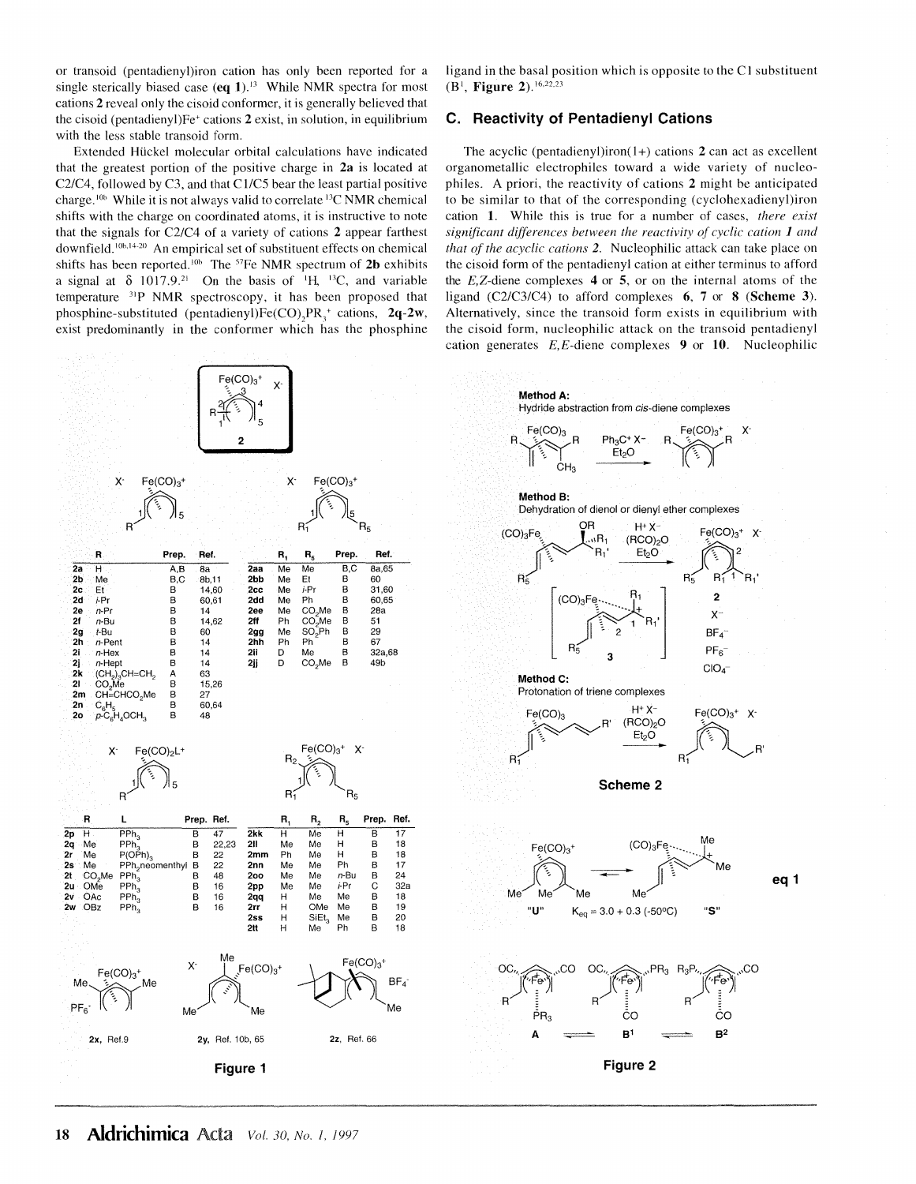or transoid (pentadienyl)iron cation has only been reported for a single sterically biased case (**eq 1**).[13] While NMR spectra for most cations **2** reveal only the cisoid conformer, it is generally believed that the cisoid (pentadienyl)$Fe^+$ cations **2** exist, in solution, in equilibrium with the less stable transoid form.

Extended Hückel molecular orbital calculations have indicated that the greatest portion of the positive charge in **2a** is located at C2/C4, followed by C3, and that C1/C5 bear the least partial positive charge.[10b] While it is not always valid to correlate $^{13}C$ NMR chemical shifts with the charge on coordinated atoms, it is instructive to note that the signals for C2/C4 of a variety of cations **2** appear farthest downfield.[10b,14-20] An empirical set of substituent effects on chemical shifts has been reported.[10b] The $^{57}Fe$ NMR spectrum of **2b** exhibits a signal at δ 1017.9.[21] On the basis of $^1H$, $^{13}C$, and variable temperature $^{31}P$ NMR spectroscopy, it has been proposed that phosphine-substituted (pentadienyl)$Fe(CO)_2PR_3^+$ cations, **2q-2w**, exist predominantly in the conformer which has the phosphine ligand in the basal position which is opposite to the C1 substituent ($B^1$, **Figure 2**).[16,22,23]

## C. Reactivity of Pentadienyl Cations

The acyclic (pentadienyl)iron(1+) cations **2** can act as excellent organometallic electrophiles toward a wide variety of nucleophiles. A priori, the reactivity of cations **2** might be anticipated to be similar to that of the corresponding (cyclohexadienyl)iron cation **1**. While this is true for a number of cases, *there exist significant differences between the reactivity of cyclic cation 1 and that of the acyclic cations 2.* Nucleophilic attack can take place on the cisoid form of the pentadienyl cation at either terminus to afford the *E,Z*-diene complexes **4** or **5**, or on the internal atoms of the ligand (C2/C3/C4) to afford complexes **6**, **7** or **8** (**Scheme 3**). Alternatively, since the transoid form exists in equilibrium with the cisoid form, nucleophilic attack on the transoid pentadienyl cation generates *E,E*-diene complexes **9** or **10**. Nucleophilic

| | R | Prep. | Ref. |
|---|---|---|---|
| **2a** | H | A,B | 8a |
| **2b** | Me | B,C | 8b,11 |
| **2c** | Et | B | 14,60 |
| **2d** | *i*-Pr | B | 60,61 |
| **2e** | *n*-Pr | B | 14 |
| **2f** | *n*-Bu | B | 14,62 |
| **2g** | *t*-Bu | B | 60 |
| **2h** | *n*-Pent | B | 14 |
| **2i** | *n*-Hex | B | 14 |
| **2j** | *n*-Hept | B | 14 |
| **2k** | $(CH_2)_3CH{=}CH_2$ | A | 63 |
| **2l** | $CO_2Me$ | B | 15,26 |
| **2m** | $CH{=}CHCO_2Me$ | B | 27 |
| **2n** | $C_6H_5$ | B | 60,64 |
| **2o** | *p*-$C_6H_4OCH_3$ | B | 48 |

| | $R_1$ | $R_5$ | Prep. | Ref. |
|---|---|---|---|---|
| **2aa** | Me | Me | B,C | 8a,65 |
| **2bb** | Me | Et | B | 60 |
| **2cc** | Me | *i*-Pr | B | 31,60 |
| **2dd** | Me | Ph | B | 60,65 |
| **2ee** | Me | $CO_2Me$ | B | 28a |
| **2ff** | Ph | $CO_2Me$ | B | 51 |
| **2gg** | Me | $SO_2Ph$ | B | 29 |
| **2hh** | Ph | Ph | B | 67 |
| **2ii** | D | Me | B | 32a,68 |
| **2jj** | D | $CO_2Me$ | B | 49b |

| | R | L | Prep. | Ref. |
|---|---|---|---|---|
| **2p** | H | $PPh_3$ | B | 47 |
| **2q** | Me | $PPh_3$ | B | 22,23 |
| **2r** | Me | $P(OPh)_3$ | B | 22 |
| **2s** | Me | $PPh_2$neomenthyl | B | 22 |
| **2t** | $CO_2Me$ | $PPh_3$ | B | 48 |
| **2u** | OMe | $PPh_3$ | B | 16 |
| **2v** | OAc | $PPh_3$ | B | 16 |
| **2w** | OBz | $PPh_3$ | B | 16 |

| | $R_1$ | $R_2$ | $R_5$ | Prep. | Ref. |
|---|---|---|---|---|---|
| **2kk** | H | Me | H | B | 17 |
| **2ll** | Me | Me | H | B | 18 |
| **2mm** | Ph | Me | H | B | 18 |
| **2nn** | Me | Me | Ph | B | 17 |
| **2oo** | Me | Me | *n*-Bu | B | 24 |
| **2pp** | Me | Me | *i*-Pr | C | 32a |
| **2qq** | H | Me | Me | B | 18 |
| **2rr** | H | OMe | Me | B | 19 |
| **2ss** | H | $SiEt_3$ | Me | B | 20 |
| **2tt** | H | Me | Ph | B | 18 |

**2x**, Ref. 9 **2y**, Ref. 10b, 65 **2z**, Ref. 66

**Figure 1**

**Method A:** Hydride abstraction from *cis*-diene complexes ($Ph_3C^+X^-$, $Et_2O$)

**Method B:** Dehydration of dienol or dienyl ether complexes ($H^+X^-$, $(RCO)_2O$, $Et_2O$); $X^-$ = $BF_4^-$, $PF_6^-$, $ClO_4^-$

**Method C:** Protonation of triene complexes ($H^+X^-$, $(RCO)_2O$, $Et_2O$)

**Scheme 2**

"U" ⇌ "S"  $K_{eq} = 3.0 + 0.3$ (-50°C)  **eq 1**

A ⇌ $B^1$ ⇌ $B^2$

**Figure 2**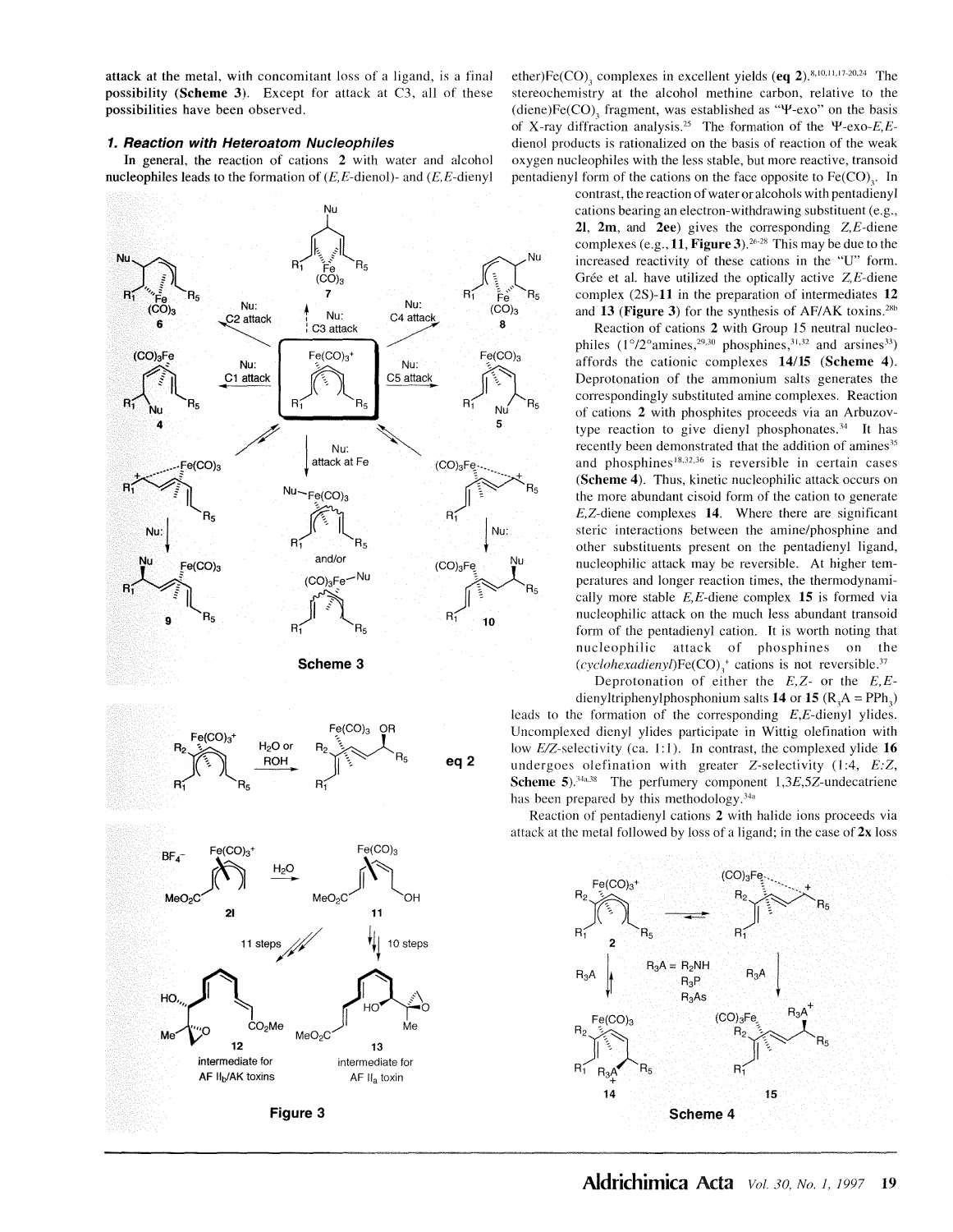attack at the metal, with concomitant loss of a ligand, is a final possibility (**Scheme 3**). Except for attack at C3, all of these possibilities have been observed.

### *1. Reaction with Heteroatom Nucleophiles*

In general, the reaction of cations **2** with water and alcohol nucleophiles leads to the formation of (*E,E*-dienol)- and (*E,E*-dienyl ether)$Fe(CO)_3$ complexes in excellent yields (**eq 2**).[8,10,11,17-20,24] The stereochemistry at the alcohol methine carbon, relative to the (diene)$Fe(CO)_3$ fragment, was established as "Ψ-exo" on the basis of X-ray diffraction analysis.[25] The formation of the Ψ-exo-*E,E*-dienol products is rationalized on the basis of reaction of the weak oxygen nucleophiles with the less stable, but more reactive, transoid pentadienyl form of the cations on the face opposite to $Fe(CO)_3$. In contrast, the reaction of water or alcohols with pentadienyl cations bearing an electron-withdrawing substituent (e.g., **2l**, **2m**, and **2ee**) gives the corresponding *Z,E*-diene complexes (e.g., **11**, **Figure 3**).[26-28] This may be due to the increased reactivity of these cations in the "U" form. Grée et al. have utilized the optically active *Z,E*-diene complex (2*S*)-**11** in the preparation of intermediates **12** and **13** (**Figure 3**) for the synthesis of AF/AK toxins.[28b]

Scheme 3

eq 2

Figure 3

Reaction of cations **2** with Group 15 neutral nucleophiles (1°/2°amines,[29,30] phosphines,[31,32] and arsines[33]) affords the cationic complexes **14**/**15** (**Scheme 4**). Deprotonation of the ammonium salts generates the correspondingly substituted amine complexes. Reaction of cations **2** with phosphites proceeds via an Arbuzov-type reaction to give dienyl phosphonates.[34] It has recently been demonstrated that the addition of amines[35] and phosphines[18,32,36] is reversible in certain cases (**Scheme 4**). Thus, kinetic nucleophilic attack occurs on the more abundant cisoid form of the cation to generate *E,Z*-diene complexes **14**. Where there are significant steric interactions between the amine/phosphine and other substituents present on the pentadienyl ligand, nucleophilic attack may be reversible. At higher temperatures and longer reaction times, the thermodynamically more stable *E,E*-diene complex **15** is formed via nucleophilic attack on the much less abundant transoid form of the pentadienyl cation. It is worth noting that nucleophilic attack of phosphines on the (*cyclohexadienyl*)$Fe(CO)_3^+$ cations is not reversible.[37]

Deprotonation of either the *E,Z*- or the *E,E*-dienyltriphenylphosphonium salts **14** or **15** ($R_3A = PPh_3$) leads to the formation of the corresponding *E,E*-dienyl ylides. Uncomplexed dienyl ylides participate in Wittig olefination with low *E/Z*-selectivity (ca. 1:1). In contrast, the complexed ylide **16** undergoes olefination with greater *Z*-selectivity (1:4, *E:Z*, **Scheme 5**).[34a,38] The perfumery component 1,3*E*,5*Z*-undecatriene has been prepared by this methodology.[34a]

Reaction of pentadienyl cations **2** with halide ions proceeds via attack at the metal followed by loss of a ligand; in the case of **2x** loss

Scheme 4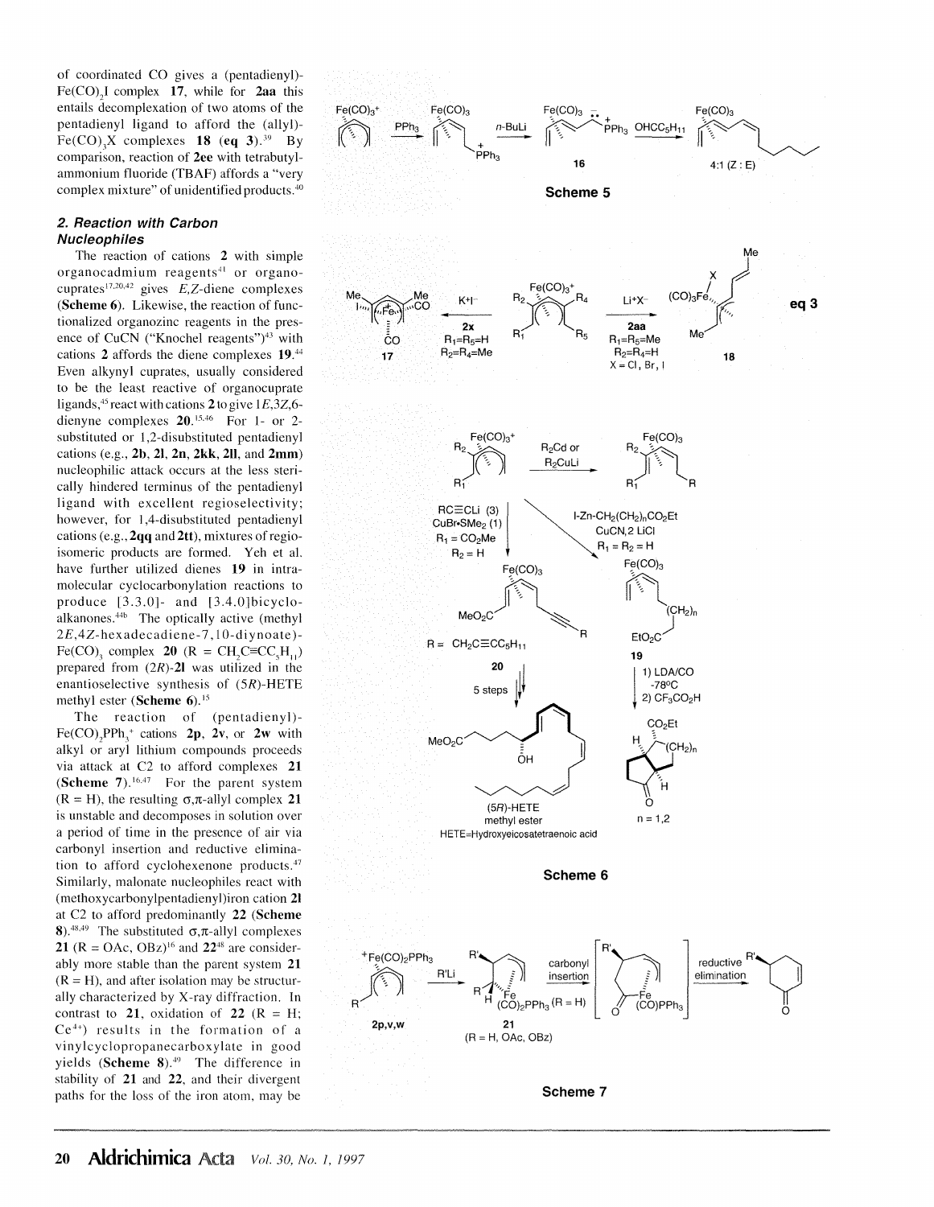of coordinated CO gives a (pentadienyl)-$Fe(CO)_2I$ complex **17**, while for **2aa** this entails decomplexation of two atoms of the pentadienyl ligand to afford the (allyl)-$Fe(CO)_3X$ complexes **18** (**eq 3**).[39] By comparison, reaction of **2ee** with tetrabutylammonium fluoride (TBAF) affords a "very complex mixture" of unidentified products.[40]

## 2. Reaction with Carbon Nucleophiles

The reaction of cations **2** with simple organocadmium reagents[41] or organocuprates[17,20,42] gives *E,Z*-diene complexes (**Scheme 6**). Likewise, the reaction of functionalized organozinc reagents in the presence of CuCN ("Knochel reagents")[43] with cations **2** affords the diene complexes **19**.[44] Even alkynyl cuprates, usually considered to be the least reactive of organocuprate ligands,[45] react with cations **2** to give 1*E*,3*Z*,6-dienyne complexes **20**.[15,46] For 1- or 2-substituted or 1,2-disubstituted pentadienyl cations (e.g., **2b**, **2l**, **2n**, **2kk**, **2ll**, and **2mm**) nucleophilic attack occurs at the less sterically hindered terminus of the pentadienyl ligand with excellent regioselectivity; however, for 1,4-disubstituted pentadienyl cations (e.g., **2qq** and **2tt**), mixtures of regioisomeric products are formed. Yeh et al. have further utilized dienes **19** in intramolecular cyclocarbonylation reactions to produce [3.3.0]- and [3.4.0]bicycloalkanones.[44b] The optically active (methyl 2*E*,4*Z*-hexadecadiene-7,10-diynoate)-$Fe(CO)_3$ complex **20** (R = $CH_2C{\equiv}CC_5H_{11}$) prepared from (2*R*)-**2l** was utilized in the enantioselective synthesis of (5*R*)-HETE methyl ester (**Scheme 6**).[15]

The reaction of (pentadienyl)-$Fe(CO)_2PPh_3^+$ cations **2p**, **2v**, or **2w** with alkyl or aryl lithium compounds proceeds via attack at C2 to afford complexes **21** (**Scheme 7**).[16,47] For the parent system (R = H), the resulting σ,π-allyl complex **21** is unstable and decomposes in solution over a period of time in the presence of air via carbonyl insertion and reductive elimination to afford cyclohexenone products.[47] Similarly, malonate nucleophiles react with (methoxycarbonylpentadienyl)iron cation **2l** at C2 to afford predominantly **22** (**Scheme 8**).[48,49] The substituted σ,π-allyl complexes **21** (R = OAc, OBz)[16] and **22**[48] are considerably more stable than the parent system **21** (R = H), and after isolation may be structurally characterized by X-ray diffraction. In contrast to **21**, oxidation of **22** (R = H; $Ce^{4+}$) results in the formation of a vinylcyclopropanecarboxylate in good yields (**Scheme 8**).[49] The difference in stability of **21** and **22**, and their divergent paths for the loss of the iron atom, may be

**Scheme 5**

**eq 3**

**Scheme 6**

HETE=Hydroxyeicosatetraenoic acid

**Scheme 7**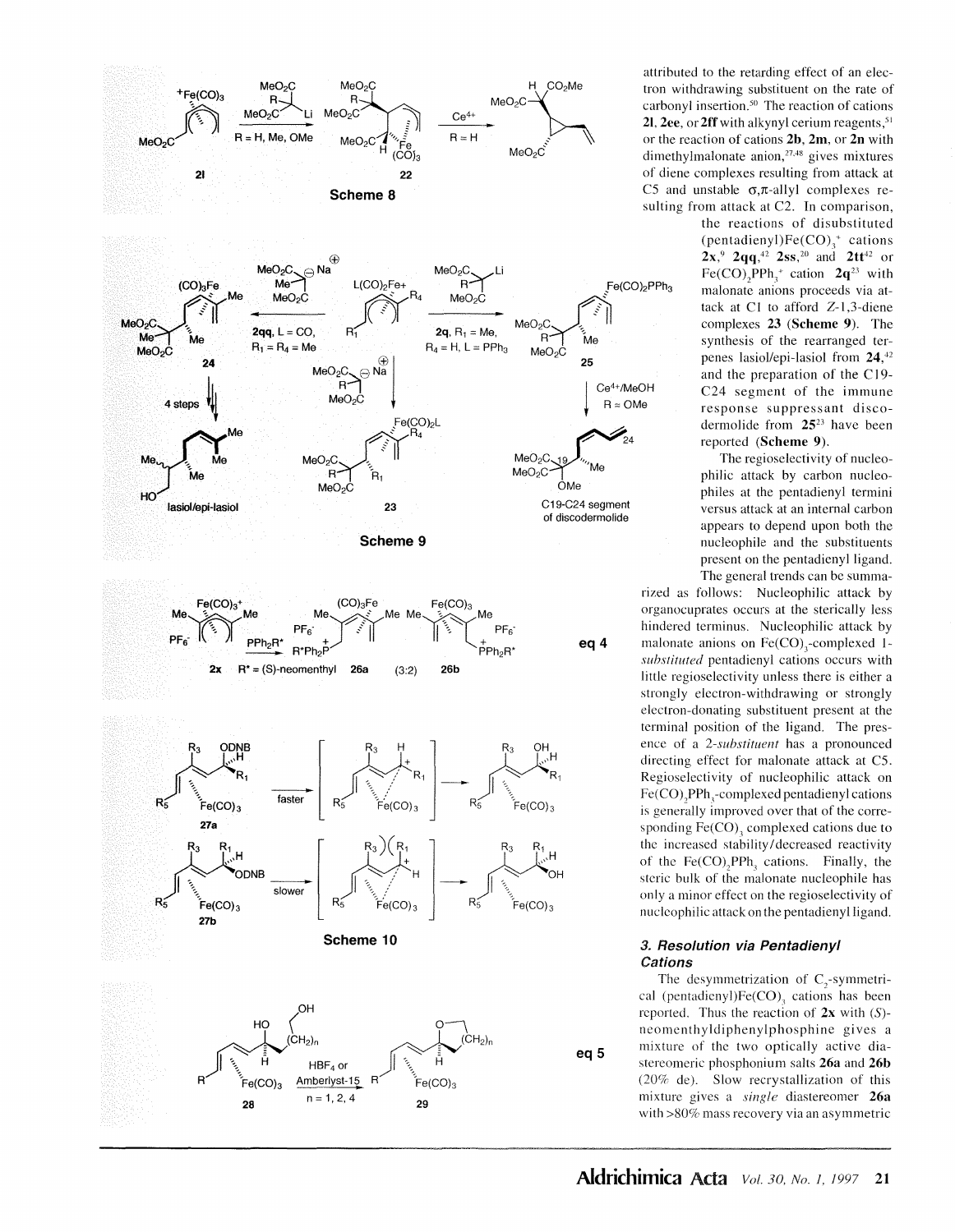Scheme 8

Scheme 9

eq 4

Scheme 10

eq 5

attributed to the retarding effect of an electron withdrawing substituent on the rate of carbonyl insertion.[50] The reaction of cations **2l**, **2ee**, or **2ff** with alkynyl cerium reagents,[51] or the reaction of cations **2b**, **2m**, or **2n** with dimethylmalonate anion,[27,48] gives mixtures of diene complexes resulting from attack at C5 and unstable σ,π-allyl complexes resulting from attack at C2. In comparison, the reactions of disubstituted (pentadienyl)$Fe(CO)_3^+$ cations **2x**,[9] **2qq**,[42] **2ss**,[20] and **2tt**[42] or $Fe(CO)_2PPh_3^+$ cation **2q**[23] with malonate anions proceeds via attack at C1 to afford *Z*-1,3-diene complexes **23** (**Scheme 9**). The synthesis of the rearranged terpenes lasiol/epi-lasiol from **24**,[42] and the preparation of the C19-C24 segment of the immune response suppressant discodermolide from **25**[23] have been reported (**Scheme 9**).

The regioselectivity of nucleophilic attack by carbon nucleophiles at the pentadienyl termini versus attack at an internal carbon appears to depend upon both the nucleophile and the substituents present on the pentadienyl ligand. The general trends can be summarized as follows: Nucleophilic attack by organocuprates occurs at the sterically less hindered terminus. Nucleophilic attack by malonate anions on $Fe(CO)_3$-complexed 1-*substituted* pentadienyl cations occurs with little regioselectivity unless there is either a strongly electron-withdrawing or strongly electron-donating substituent present at the terminal position of the ligand. The presence of a 2-*substituent* has a pronounced directing effect for malonate attack at C5. Regioselectivity of nucleophilic attack on $Fe(CO)_2PPh_3$-complexed pentadienyl cations is generally improved over that of the corresponding $Fe(CO)_3$ complexed cations due to the increased stability/decreased reactivity of the $Fe(CO)_2PPh_3$ cations. Finally, the steric bulk of the malonate nucleophile has only a minor effect on the regioselectivity of nucleophilic attack on the pentadienyl ligand.

### 3. Resolution via Pentadienyl Cations

The desymmetrization of $C_2$-symmetrical (pentadienyl)$Fe(CO)_3$ cations has been reported. Thus the reaction of **2x** with (*S*)-neomenthyldiphenylphosphine gives a mixture of the two optically active diastereomeric phosphonium salts **26a** and **26b** (20% de). Slow recrystallization of this mixture gives a *single* diastereomer **26a** with >80% mass recovery via an asymmetric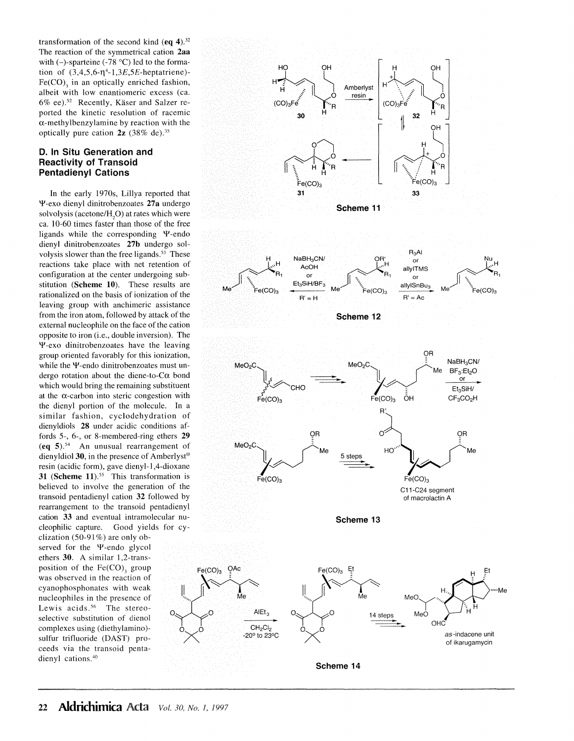transformation of the second kind (**eq 4**).[32] The reaction of the symmetrical cation **2aa** with (–)-sparteine (-78 °C) led to the formation of (3,4,5,6-$\eta^4$-1,3*E*,5*E*-heptatriene)-$Fe(CO)_3$ in an optically enriched fashion, albeit with low enantiomeric excess (ca. 6% ee).[52] Recently, Käser and Salzer reported the kinetic resolution of racemic α-methylbenzylamine by reaction with the optically pure cation **2z** (38% de).[35]

## D. In Situ Generation and Reactivity of Transoid Pentadienyl Cations

In the early 1970s, Lillya reported that Ψ-exo dienyl dinitrobenzoates **27a** undergo solvolysis (acetone/$H_2O$) at rates which were ca. 10-60 times faster than those of the free ligands while the corresponding Ψ-endo dienyl dinitrobenzoates **27b** undergo solvolysis slower than the free ligands.[53] These reactions take place with net retention of configuration at the center undergoing substitution (**Scheme 10**). These results are rationalized on the basis of ionization of the leaving group with anchimeric assistance from the iron atom, followed by attack of the external nucleophile on the face of the cation opposite to iron (i.e., double inversion). The Ψ-exo dinitrobenzoates have the leaving group oriented favorably for this ionization, while the Ψ-endo dinitrobenzoates must undergo rotation about the diene-to-Cα bond which would bring the remaining substituent at the α-carbon into steric congestion with the dienyl portion of the molecule. In a similar fashion, cyclodehydration of dienyldiols **28** under acidic conditions affords 5-, 6-, or 8-membered-ring ethers **29** (**eq 5**).[54] An unusual rearrangement of dienyldiol **30**, in the presence of Amberlyst® resin (acidic form), gave dienyl-1,4-dioxane **31** (**Scheme 11**).[55] This transformation is believed to involve the generation of the transoid pentadienyl cation **32** followed by rearrangement to the transoid pentadienyl cation **33** and eventual intramolecular nucleophilic capture. Good yields for cyclization (50-91%) are only observed for the Ψ-endo glycol ethers **30**. A similar 1,2-transposition of the $Fe(CO)_3$ group was observed in the reaction of cyanophosphonates with weak nucleophiles in the presence of Lewis acids.[56] The stereoselective substitution of dienol complexes using (diethylamino)-sulfur trifluoride (DAST) proceeds via the transoid pentadienyl cations.[40]

**Scheme 11**

**Scheme 12**

**Scheme 13**

**Scheme 14**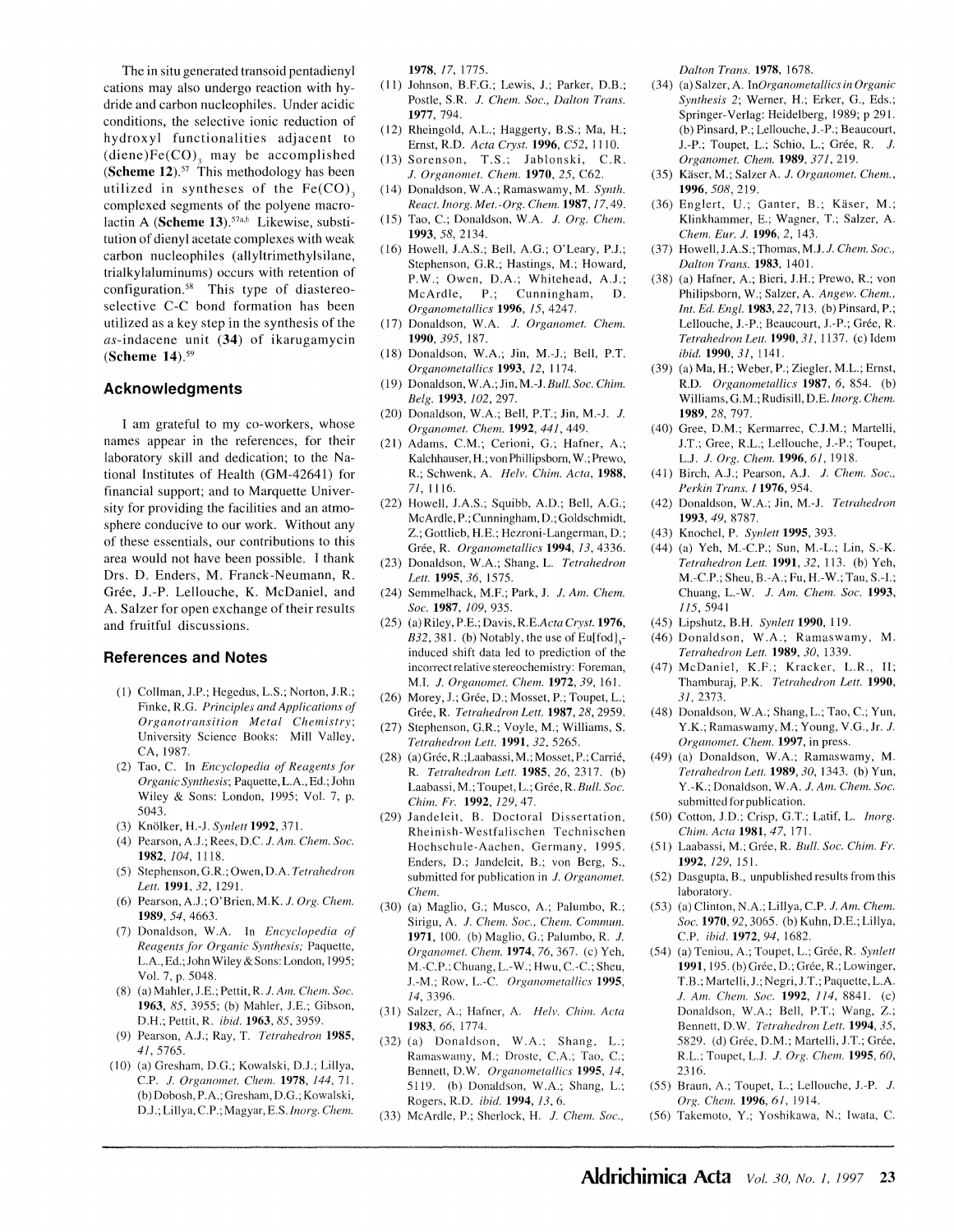The in situ generated transoid pentadienyl cations may also undergo reaction with hydride and carbon nucleophiles. Under acidic conditions, the selective ionic reduction of hydroxyl functionalities adjacent to (diene)$Fe(CO)_3$ may be accomplished (**Scheme 12**).[57] This methodology has been utilized in syntheses of the $Fe(CO)_3$ complexed segments of the polyene macrolactin A (**Scheme 13**).[57a,b] Likewise, substitution of dienyl acetate complexes with weak carbon nucleophiles (allyltrimethylsilane, trialkylaluminums) occurs with retention of configuration.[58] This type of diastereoselective C-C bond formation has been utilized as a key step in the synthesis of the *as*-indacene unit (**34**) of ikarugamycin (**Scheme 14**).[59]

## Acknowledgments

I am grateful to my co-workers, whose names appear in the references, for their laboratory skill and dedication; to the National Institutes of Health (GM-42641) for financial support; and to Marquette University for providing the facilities and an atmosphere conducive to our work. Without any of these essentials, our contributions to this area would not have been possible. I thank Drs. D. Enders, M. Franck-Neumann, R. Grée, J.-P. Lellouche, K. McDaniel, and A. Salzer for open exchange of their results and fruitful discussions.

## References and Notes

(1) Collman, J.P.; Hegedus, L.S.; Norton, J.R.; Finke, R.G. *Principles and Applications of Organotransition Metal Chemistry*; University Science Books: Mill Valley, CA, 1987.

(2) Tao, C. In *Encyclopedia of Reagents for Organic Synthesis*; Paquette, L.A., Ed.; John Wiley & Sons: London, 1995; Vol. 7, p. 5043.

(3) Knölker, H.-J. *Synlett* **1992**, 371.

(4) Pearson, A.J.; Rees, D.C. *J. Am. Chem. Soc.* **1982**, *104*, 1118.

(5) Stephenson, G.R.; Owen, D.A. *Tetrahedron Lett.* **1991**, *32*, 1291.

(6) Pearson, A.J.; O'Brien, M.K. *J. Org. Chem.* **1989**, *54*, 4663.

(7) Donaldson, W.A. In *Encyclopedia of Reagents for Organic Synthesis;* Paquette, L.A., Ed.; John Wiley & Sons: London, 1995; Vol. 7, p. 5048.

(8) (a) Mahler, J.E.; Pettit, R. *J. Am. Chem. Soc.* **1963**, *85*, 3955; (b) Mahler, J.E.; Gibson, D.H.; Pettit, R. *ibid.* **1963**, *85*, 3959.

(9) Pearson, A.J.; Ray, T. *Tetrahedron* **1985**, *41*, 5765.

(10) (a) Gresham, D.G.; Kowalski, D.J.; Lillya, C.P. *J. Organomet. Chem.* **1978**, *144*, 71. (b) Dobosh, P.A.; Gresham, D.G.; Kowalski, D.J.; Lillya, C.P.; Magyar, E.S. *Inorg. Chem.* **1978**, *17*, 1775.

(11) Johnson, B.F.G.; Lewis, J.; Parker, D.B.; Postle, S.R. *J. Chem. Soc., Dalton Trans.* **1977**, 794.

(12) Rheingold, A.L.; Haggerty, B.S.; Ma, H.; Ernst, R.D. *Acta Cryst.* **1996**, *C52*, 1110.

(13) Sorenson, T.S.; Jablonski, C.R. *J. Organomet. Chem.* **1970**, *25*, C62.

(14) Donaldson, W.A.; Ramaswamy, M. *Synth. React. Inorg. Met.-Org. Chem.* **1987**, *17*, 49.

(15) Tao, C.; Donaldson, W.A. *J. Org. Chem.* **1993**, *58*, 2134.

(16) Howell, J.A.S.; Bell, A.G.; O'Leary, P.J.; Stephenson, G.R.; Hastings, M.; Howard, P.W.; Owen, D.A.; Whitehead, A.J.; McArdle, P.; Cunningham, D. *Organometallics* **1996**, *15*, 4247.

(17) Donaldson, W.A. *J. Organomet. Chem.* **1990**, *395*, 187.

(18) Donaldson, W.A.; Jin, M.-J.; Bell, P.T. *Organometallics* **1993**, *12*, 1174.

(19) Donaldson, W.A.; Jin, M.-J. *Bull. Soc. Chim. Belg.* **1993**, *102*, 297.

(20) Donaldson, W.A.; Bell, P.T.; Jin, M.-J. *J. Organomet. Chem.* **1992**, *441*, 449.

(21) Adams, C.M.; Cerioni, G.; Hafner, A.; Kalchhauser, H.; von Phillipsborn, W.; Prewo, R.; Schwenk, A. *Helv. Chim. Acta*, **1988**, *71*, 1116.

(22) Howell, J.A.S.; Squibb, A.D.; Bell, A.G.; McArdle, P.; Cunningham, D.; Goldschmidt, Z.; Gottlieb, H.E.; Hezroni-Langerman, D.; Grée, R. *Organometallics* **1994**, *13*, 4336.

(23) Donaldson, W.A.; Shang, L. *Tetrahedron Lett.* **1995**, *36*, 1575.

(24) Semmelhack, M.F.; Park, J. *J. Am. Chem. Soc.* **1987**, *109*, 935.

(25) (a) Riley, P.E.; Davis, R.E. *Acta Cryst.* **1976**, *B32*, 381. (b) Notably, the use of Eu[fod]$_3$-induced shift data led to prediction of the incorrect relative stereochemistry: Foreman, M.I. *J. Organomet. Chem.* **1972**, *39*, 161.

(26) Morey, J.; Grée, D.; Mosset, P.; Toupet, L.; Grée, R. *Tetrahedron Lett.* **1987**, *28*, 2959.

(27) Stephenson, G.R.; Voyle, M.; Williams, S. *Tetrahedron Lett.* **1991**, *32*, 5265.

(28) (a) Grée, R.; Laabassi, M.; Mosset, P.; Carrié, R. *Tetrahedron Lett.* **1985**, *26*, 2317. (b) Laabassi, M.; Toupet, L.; Grée, R. *Bull. Soc. Chim. Fr.* **1992**, *129*, 47.

(29) Jandeleit, B. Doctoral Dissertation, Rheinish-Westfalischen Technischen Hochschule-Aachen, Germany, 1995. Enders, D.; Jandeleit, B.; von Berg, S., submitted for publication in *J. Organomet. Chem.*

(30) (a) Maglio, G.; Musco, A.; Palumbo, R.; Sirigu, A. *J. Chem. Soc., Chem. Commun.* **1971**, 100. (b) Maglio, G.; Palumbo, R. *J. Organomet. Chem.* **1974**, *76*, 367. (c) Yeh, M.-C.P.; Chuang, L.-W.; Hwu, C.-C.; Sheu, J.-M.; Row, L.-C. *Organometallics* **1995**, *14*, 3396.

(31) Salzer, A.; Hafner, A. *Helv. Chim. Acta* **1983**, *66*, 1774.

(32) (a) Donaldson, W.A.; Shang, L.; Ramaswamy, M.; Droste, C.A.; Tao, C.; Bennett, D.W. *Organometallics* **1995**, *14*, 5119. (b) Donaldson, W.A.; Shang, L.; Rogers, R.D. *ibid.* **1994**, *13*, 6.

(33) McArdle, P.; Sherlock, H. *J. Chem. Soc., Dalton Trans.* **1978**, 1678.

(34) (a) Salzer, A. In *Organometallics in Organic Synthesis 2*; Werner, H.; Erker, G., Eds.; Springer-Verlag: Heidelberg, 1989; p 291. (b) Pinsard, P.; Lellouche, J.-P.; Beaucourt, J.-P.; Toupet, L.; Schio, L.; Grée, R. *J. Organomet. Chem.* **1989**, *371*, 219.

(35) Käser, M.; Salzer A. *J. Organomet. Chem.*, **1996**, *508*, 219.

(36) Englert, U.; Ganter, B.; Käser, M.; Klinkhammer, E.; Wagner, T.; Salzer, A. *Chem. Eur. J.* **1996**, *2*, 143.

(37) Howell, J.A.S.; Thomas, M.J. *J. Chem. Soc., Dalton Trans.* **1983**, 1401.

(38) (a) Hafner, A.; Bieri, J.H.; Prewo, R.; von Philipsborn, W.; Salzer, A. *Angew. Chem., Int. Ed. Engl.* **1983**, *22*, 713. (b) Pinsard, P.; Lellouche, J.-P.; Beaucourt, J.-P.; Grée, R. *Tetrahedron Lett.* **1990**, *31*, 1137. (c) Idem *ibid.* **1990**, *31*, 1141.

(39) (a) Ma, H.; Weber, P.; Ziegler, M.L.; Ernst, R.D. *Organometallics* **1987**, *6*, 854. (b) Williams, G.M.; Rudisill, D.E. *Inorg. Chem.* **1989**, *28*, 797.

(40) Gree, D.M.; Kermarrec, C.J.M.; Martelli, J.T.; Gree, R.L.; Lellouche, J.-P.; Toupet, L.J. *J. Org. Chem.* **1996**, *61*, 1918.

(41) Birch, A.J.; Pearson, A.J. *J. Chem. Soc., Perkin Trans. I* **1976**, 954.

(42) Donaldson, W.A.; Jin, M.-J. *Tetrahedron* **1993**, *49*, 8787.

(43) Knochel, P. *Synlett* **1995**, 393.

(44) (a) Yeh, M.-C.P.; Sun, M.-L.; Lin, S.-K. *Tetrahedron Lett.* **1991**, *32*, 113. (b) Yeh, M.-C.P.; Sheu, B.-A.; Fu, H.-W.; Tau, S.-I.; Chuang, L.-W. *J. Am. Chem. Soc.* **1993**, *115*, 5941

(45) Lipshutz, B.H. *Synlett* **1990**, 119.

(46) Donaldson, W.A.; Ramaswamy, M. *Tetrahedron Lett.* **1989**, *30*, 1339.

(47) McDaniel, K.F.; Kracker, L.R., II; Thamburaj, P.K. *Tetrahedron Lett.* **1990**, *31*, 2373.

(48) Donaldson, W.A.; Shang, L.; Tao, C.; Yun, Y.K.; Ramaswamy, M.; Young, V.G., Jr. *J. Organomet. Chem.* **1997**, in press.

(49) (a) Donaldson, W.A.; Ramaswamy, M. *Tetrahedron Lett.* **1989**, *30*, 1343. (b) Yun, Y.-K.; Donaldson, W.A. *J. Am. Chem. Soc.* submitted for publication.

(50) Cotton, J.D.; Crisp, G.T.; Latif, L. *Inorg. Chim. Acta* **1981**, *47*, 171.

(51) Laabassi, M.; Grée, R. *Bull. Soc. Chim. Fr.* **1992**, *129*, 151.

(52) Dasgupta, B., unpublished results from this laboratory.

(53) (a) Clinton, N.A.; Lillya, C.P. *J. Am. Chem. Soc.* **1970**, *92*, 3065. (b) Kuhn, D.E.; Lillya, C.P. *ibid.* **1972**, *94*, 1682.

(54) (a) Teniou, A.; Toupet, L.; Grée, R. *Synlett* **1991**, 195. (b) Grée, D.; Grée, R.; Lowinger, T.B.; Martelli, J.; Negri, J.T.; Paquette, L.A. *J. Am. Chem. Soc.* **1992**, *114*, 8841. (c) Donaldson, W.A.; Bell, P.T.; Wang, Z.; Bennett, D.W. *Tetrahedron Lett.* **1994**, *35*, 5829. (d) Grée, D.M.; Martelli, J.T.; Grée, R.L.; Toupet, L.J. *J. Org. Chem.* **1995**, *60*, 2316.

(55) Braun, A.; Toupet, L.; Lellouche, J.-P. *J. Org. Chem.* **1996**, *61*, 1914.

(56) Takemoto, Y.; Yoshikawa, N.; Iwata, C.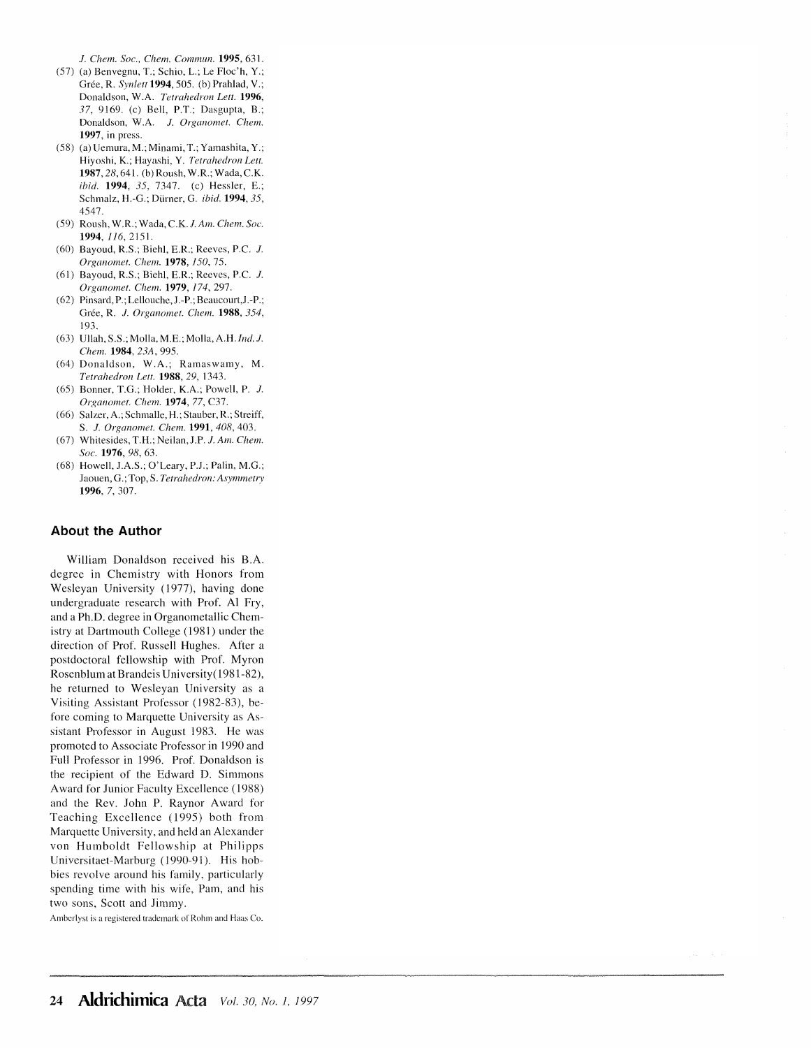*J. Chem. Soc., Chem. Commun.* **1995**, 631.

(57) (a) Benvegnu, T.; Schio, L.; Le Floc'h, Y.; Grée, R. *Synlett* **1994**, 505. (b) Prahlad, V.; Donaldson, W.A. *Tetrahedron Lett.* **1996**, *37*, 9169. (c) Bell, P.T.; Dasgupta, B.; Donaldson, W.A. *J. Organomet. Chem.* **1997**, in press.

(58) (a) Uemura, M.; Minami, T.; Yamashita, Y.; Hiyoshi, K.; Hayashi, Y. *Tetrahedron Lett.* **1987**, *28*, 641. (b) Roush, W.R.; Wada, C.K. *ibid.* **1994**, *35*, 7347. (c) Hessler, E.; Schmalz, H.-G.; Dürner, G. *ibid.* **1994**, *35*, 4547.

(59) Roush, W.R.; Wada, C.K. *J. Am. Chem. Soc.* **1994**, *116*, 2151.

(60) Bayoud, R.S.; Biehl, E.R.; Reeves, P.C. *J. Organomet. Chem.* **1978**, *150*, 75.

(61) Bayoud, R.S.; Biehl, E.R.; Reeves, P.C. *J. Organomet. Chem.* **1979**, *174*, 297.

(62) Pinsard, P.; Lellouche, J.-P.; Beaucourt, J.-P.; Grée, R. *J. Organomet. Chem.* **1988**, *354*, 193.

(63) Ullah, S.S.; Molla, M.E.; Molla, A.H. *Ind. J. Chem.* **1984**, *23A*, 995.

(64) Donaldson, W.A.; Ramaswamy, M. *Tetrahedron Lett.* **1988**, *29*, 1343.

(65) Bonner, T.G.; Holder, K.A.; Powell, P. *J. Organomet. Chem.* **1974**, *77*, C37.

(66) Salzer, A.; Schmalle, H.; Stauber, R.; Streiff, S. *J. Organomet. Chem.* **1991**, *408*, 403.

(67) Whitesides, T.H.; Neilan, J.P. *J. Am. Chem. Soc.* **1976**, *98*, 63.

(68) Howell, J.A.S.; O'Leary, P.J.; Palin, M.G.; Jaouen, G.; Top, S. *Tetrahedron: Asymmetry* **1996**, *7*, 307.

## About the Author

William Donaldson received his B.A. degree in Chemistry with Honors from Wesleyan University (1977), having done undergraduate research with Prof. Al Fry, and a Ph.D. degree in Organometallic Chemistry at Dartmouth College (1981) under the direction of Prof. Russell Hughes. After a postdoctoral fellowship with Prof. Myron Rosenblum at Brandeis University (1981-82), he returned to Wesleyan University as a Visiting Assistant Professor (1982-83), before coming to Marquette University as Assistant Professor in August 1983. He was promoted to Associate Professor in 1990 and Full Professor in 1996. Prof. Donaldson is the recipient of the Edward D. Simmons Award for Junior Faculty Excellence (1988) and the Rev. John P. Raynor Award for Teaching Excellence (1995) both from Marquette University, and held an Alexander von Humboldt Fellowship at Philipps Universitaet-Marburg (1990-91). His hobbies revolve around his family, particularly spending time with his wife, Pam, and his two sons, Scott and Jimmy.

Amberlyst is a registered trademark of Rohm and Haas Co.